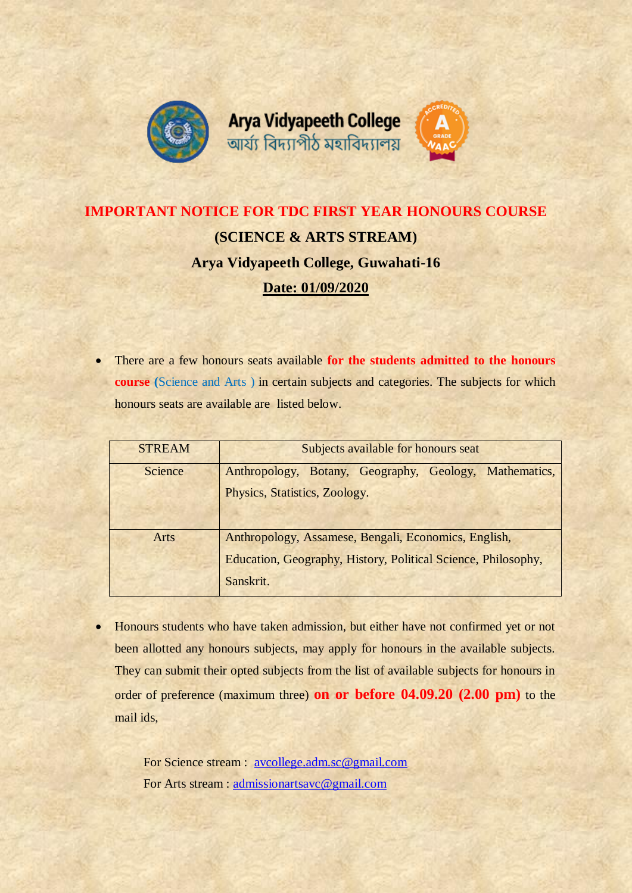Arya Vidyapeeth College
আৰ্য্য বিদ্যাপীঠ মহাবিদ্যালয়

# IMPORTANT NOTICE FOR TDC FIRST YEAR HONOURS COURSE

## (SCIENCE & ARTS STREAM)

## Arya Vidyapeeth College, Guwahati-16

**Date: 01/09/2020**

- There are a few honours seats available **for the students admitted to the honours course** (Science and Arts ) in certain subjects and categories. The subjects for which honours seats are available are listed below.

| STREAM | Subjects available for honours seat |
|---|---|
| Science | Anthropology, Botany, Geography, Geology, Mathematics, Physics, Statistics, Zoology. |
| Arts | Anthropology, Assamese, Bengali, Economics, English, Education, Geography, History, Political Science, Philosophy, Sanskrit. |

- Honours students who have taken admission, but either have not confirmed yet or not been allotted any honours subjects, may apply for honours in the available subjects. They can submit their opted subjects from the list of available subjects for honours in order of preference (maximum three) **on or before 04.09.20 (2.00 pm)** to the mail ids,

For Science stream : avcollege.adm.sc@gmail.com

For Arts stream : admissionartsavc@gmail.com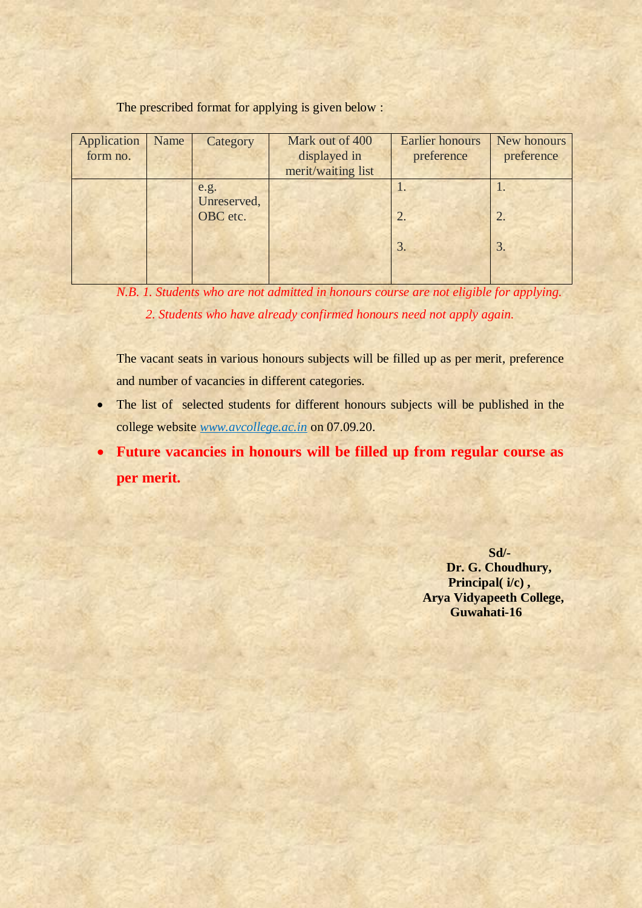The prescribed format for applying is given below :

| Application form no. | Name | Category | Mark out of 400 displayed in merit/waiting list | Earlier honours preference | New honours preference |
|---|---|---|---|---|---|
| | | e.g. Unreserved, OBC etc. | | 1.<br>2.<br>3. | 1.<br>2.<br>3. |

*N.B. 1. Students who are not admitted in honours course are not eligible for applying.*

*2. Students who have already confirmed honours need not apply again.*

The vacant seats in various honours subjects will be filled up as per merit, preference and number of vacancies in different categories.

- The list of selected students for different honours subjects will be published in the college website *www.avcollege.ac.in* on 07.09.20.
- **Future vacancies in honours will be filled up from regular course as per merit.**

**Sd/-**
**Dr. G. Choudhury,**
**Principal( i/c) ,**
**Arya Vidyapeeth College,**
**Guwahati-16**